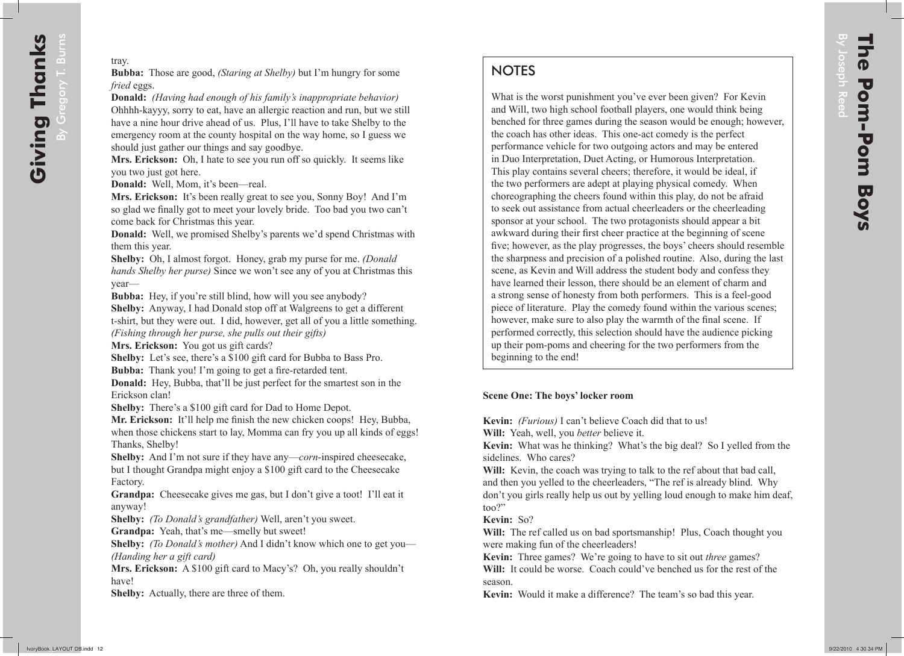tray.

**Bubba:** Those are good, *(Staring at Shelby)* but I'm hungry for some *fried* eggs.

**Donald:** *(Having had enough of his family's inappropriate behavior)* Ohhhh-kayyy, sorry to eat, have an allergic reaction and run, but we still have a nine hour drive ahead of us. Plus, I'll have to take Shelby to the emergency room at the county hospital on the way home, so I guess we should just gather our things and say goodbye.

**Mrs. Erickson:** Oh, I hate to see you run off so quickly. It seems like you two just got here.

**Donald:** Well, Mom, it's been—real.

**Mrs. Erickson:** It's been really great to see you, Sonny Boy! And I'm so glad we finally got to meet your lovely bride. Too bad you two can't come back for Christmas this year.

**Donald:** Well, we promised Shelby's parents we'd spend Christmas with them this year.

**Shelby:** Oh, I almost forgot. Honey, grab my purse for me. *(Donald hands Shelby her purse)* Since we won't see any of you at Christmas this year—

**Bubba:** Hey, if you're still blind, how will you see anybody?

**Shelby:** Anyway, I had Donald stop off at Walgreens to get a different t-shirt, but they were out. I did, however, get all of you a little something. *(Fishing through her purse, she pulls out their gifts)*

**Mrs. Erickson:** You got us gift cards?

**Shelby:** Let's see, there's a $100 gift card for Bubba to Bass Pro.

**Bubba:** Thank you! I'm going to get a fire-retarded tent.

**Donald:** Hey, Bubba, that'll be just perfect for the smartest son in the Erickson clan!

**Shelby:** There's a $100 gift card for Dad to Home Depot.

**Mr. Erickson:** It'll help me finish the new chicken coops! Hey, Bubba, when those chickens start to lay, Momma can fry you up all kinds of eggs! Thanks, Shelby!

**Shelby:** And I'm not sure if they have any—*corn*-inspired cheesecake, but I thought Grandpa might enjoy a $100 gift card to the Cheesecake Factory.

**Grandpa:** Cheesecake gives me gas, but I don't give a toot! I'll eat it anyway!

**Shelby:** *(To Donald's grandfather)* Well, aren't you sweet.

**Grandpa:** Yeah, that's me—smelly but sweet!

**Shelby:** *(To Donald's mother)* And I didn't know which one to get you—*(Handing her a gift card)*

**Mrs. Erickson:** A $100 gift card to Macy's? Oh, you really shouldn't have!

**Shelby:** Actually, there are three of them.

# The Pom-Pom Boys

By Joseph Reed

## NOTES

What is the worst punishment you've ever been given? For Kevin and Will, two high school football players, one would think being benched for three games during the season would be enough; however, the coach has other ideas. This one-act comedy is the perfect performance vehicle for two outgoing actors and may be entered in Duo Interpretation, Duet Acting, or Humorous Interpretation. This play contains several cheers; therefore, it would be ideal, if the two performers are adept at playing physical comedy. When choreographing the cheers found within this play, do not be afraid to seek out assistance from actual cheerleaders or the cheerleading sponsor at your school. The two protagonists should appear a bit awkward during their first cheer practice at the beginning of scene five; however, as the play progresses, the boys' cheers should resemble the sharpness and precision of a polished routine. Also, during the last scene, as Kevin and Will address the student body and confess they have learned their lesson, there should be an element of charm and a strong sense of honesty from both performers. This is a feel-good piece of literature. Play the comedy found within the various scenes; however, make sure to also play the warmth of the final scene. If performed correctly, this selection should have the audience picking up their pom-poms and cheering for the two performers from the beginning to the end!

**Scene One: The boys' locker room**

**Kevin:** *(Furious)* I can't believe Coach did that to us!

**Will:** Yeah, well, you *better* believe it.

**Kevin:** What was he thinking? What's the big deal? So I yelled from the sidelines. Who cares?

**Will:** Kevin, the coach was trying to talk to the ref about that bad call, and then you yelled to the cheerleaders, "The ref is already blind. Why don't you girls really help us out by yelling loud enough to make him deaf, too?"

**Kevin:** So?

**Will:** The ref called us on bad sportsmanship! Plus, Coach thought you were making fun of the cheerleaders!

**Kevin:** Three games? We're going to have to sit out *three* games?

**Will:** It could be worse. Coach could've benched us for the rest of the season.

**Kevin:** Would it make a difference? The team's so bad this year.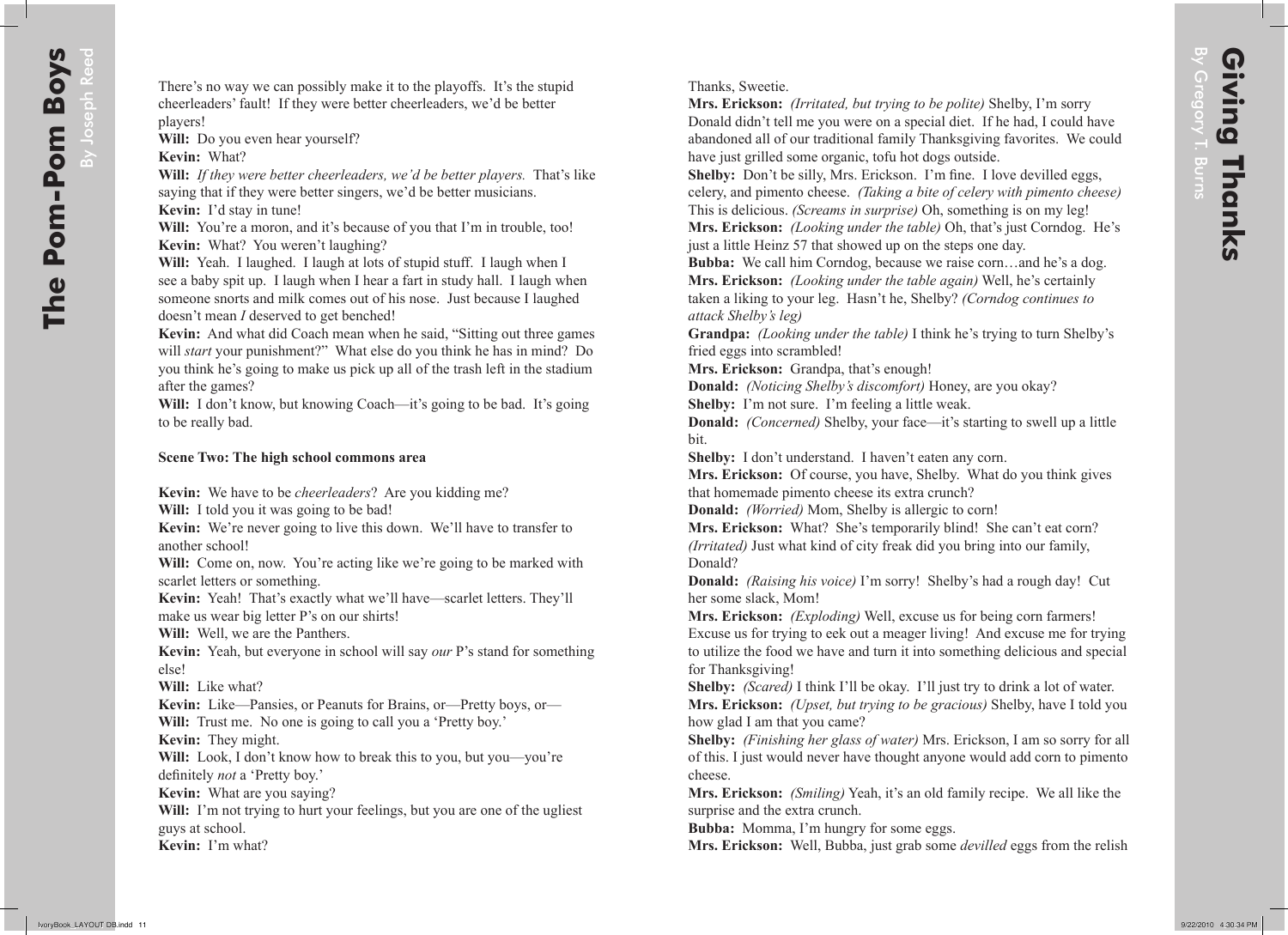There's no way we can possibly make it to the playoffs. It's the stupid cheerleaders' fault! If they were better cheerleaders, we'd be better players!

**Will:** Do you even hear yourself?

**Kevin:** What?

**Will:** *If they were better cheerleaders, we'd be better players.* That's like saying that if they were better singers, we'd be better musicians.

**Kevin:** I'd stay in tune!

**Will:** You're a moron, and it's because of you that I'm in trouble, too!

**Kevin:** What? You weren't laughing?

**Will:** Yeah. I laughed. I laugh at lots of stupid stuff. I laugh when I see a baby spit up. I laugh when I hear a fart in study hall. I laugh when someone snorts and milk comes out of his nose. Just because I laughed doesn't mean *I* deserved to get benched!

**Kevin:** And what did Coach mean when he said, "Sitting out three games will *start* your punishment?" What else do you think he has in mind? Do you think he's going to make us pick up all of the trash left in the stadium after the games?

**Will:** I don't know, but knowing Coach—it's going to be bad. It's going to be really bad.

**Scene Two: The high school commons area**

**Kevin:** We have to be *cheerleaders*? Are you kidding me?

**Will:** I told you it was going to be bad!

**Kevin:** We're never going to live this down. We'll have to transfer to another school!

**Will:** Come on, now. You're acting like we're going to be marked with scarlet letters or something.

**Kevin:** Yeah! That's exactly what we'll have—scarlet letters. They'll make us wear big letter P's on our shirts!

**Will:** Well, we are the Panthers.

**Kevin:** Yeah, but everyone in school will say *our* P's stand for something else!

**Will:** Like what?

**Kevin:** Like—Pansies, or Peanuts for Brains, or—Pretty boys, or—

**Will:** Trust me. No one is going to call you a 'Pretty boy.'

**Kevin:** They might.

**Will:** Look, I don't know how to break this to you, but you—you're definitely *not* a 'Pretty boy.'

**Kevin:** What are you saying?

**Will:** I'm not trying to hurt your feelings, but you are one of the ugliest guys at school.

**Kevin:** I'm what?

Thanks, Sweetie.

**Mrs. Erickson:** *(Irritated, but trying to be polite)* Shelby, I'm sorry Donald didn't tell me you were on a special diet. If he had, I could have abandoned all of our traditional family Thanksgiving favorites. We could have just grilled some organic, tofu hot dogs outside.

**Shelby:** Don't be silly, Mrs. Erickson. I'm fine. I love devilled eggs, celery, and pimento cheese. *(Taking a bite of celery with pimento cheese)* This is delicious. *(Screams in surprise)* Oh, something is on my leg!

**Mrs. Erickson:** *(Looking under the table)* Oh, that's just Corndog. He's just a little Heinz 57 that showed up on the steps one day.

**Bubba:** We call him Corndog, because we raise corn…and he's a dog.

**Mrs. Erickson:** *(Looking under the table again)* Well, he's certainly taken a liking to your leg. Hasn't he, Shelby? *(Corndog continues to attack Shelby's leg)*

**Grandpa:** *(Looking under the table)* I think he's trying to turn Shelby's fried eggs into scrambled!

**Mrs. Erickson:** Grandpa, that's enough!

**Donald:** *(Noticing Shelby's discomfort)* Honey, are you okay?

**Shelby:** I'm not sure. I'm feeling a little weak.

**Donald:** *(Concerned)* Shelby, your face—it's starting to swell up a little bit.

**Shelby:** I don't understand. I haven't eaten any corn.

**Mrs. Erickson:** Of course, you have, Shelby. What do you think gives that homemade pimento cheese its extra crunch?

**Donald:** *(Worried)* Mom, Shelby is allergic to corn!

**Mrs. Erickson:** What? She's temporarily blind! She can't eat corn? *(Irritated)* Just what kind of city freak did you bring into our family, Donald?

**Donald:** *(Raising his voice)* I'm sorry! Shelby's had a rough day! Cut her some slack, Mom!

**Mrs. Erickson:** *(Exploding)* Well, excuse us for being corn farmers! Excuse us for trying to eek out a meager living! And excuse me for trying to utilize the food we have and turn it into something delicious and special for Thanksgiving!

**Shelby:** *(Scared)* I think I'll be okay. I'll just try to drink a lot of water.

**Mrs. Erickson:** *(Upset, but trying to be gracious)* Shelby, have I told you how glad I am that you came?

**Shelby:** *(Finishing her glass of water)* Mrs. Erickson, I am so sorry for all of this. I just would never have thought anyone would add corn to pimento cheese.

**Mrs. Erickson:** *(Smiling)* Yeah, it's an old family recipe. We all like the surprise and the extra crunch.

**Bubba:** Momma, I'm hungry for some eggs.

**Mrs. Erickson:** Well, Bubba, just grab some *devilled* eggs from the relish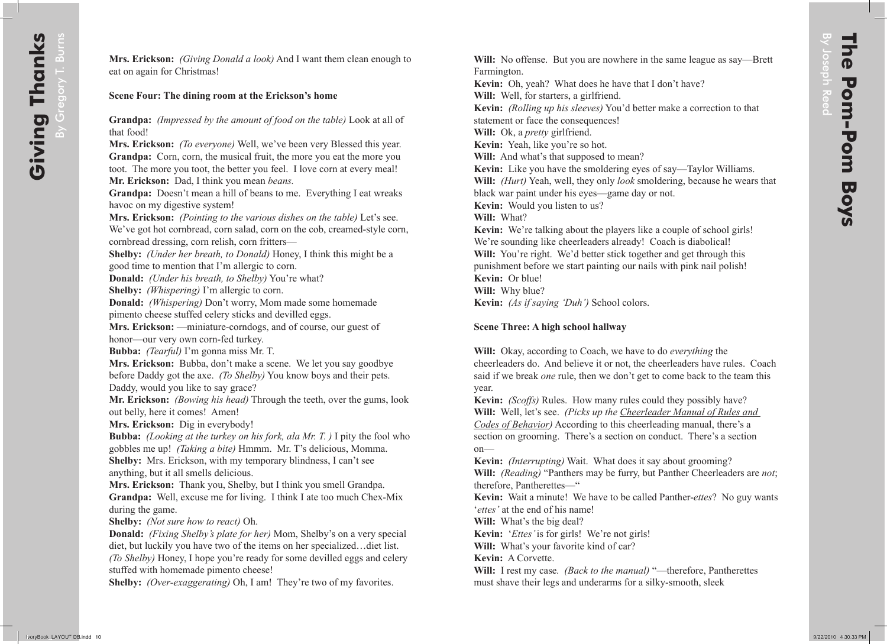**Mrs. Erickson:** *(Giving Donald a look)* And I want them clean enough to eat on again for Christmas!

**Scene Four: The dining room at the Erickson's home**

**Grandpa:** *(Impressed by the amount of food on the table)* Look at all of that food!

**Mrs. Erickson:** *(To everyone)* Well, we've been very Blessed this year.

**Grandpa:** Corn, corn, the musical fruit, the more you eat the more you toot. The more you toot, the better you feel. I love corn at every meal!

**Mr. Erickson:** Dad, I think you mean *beans.*

**Grandpa:** Doesn't mean a hill of beans to me. Everything I eat wreaks havoc on my digestive system!

**Mrs. Erickson:** *(Pointing to the various dishes on the table)* Let's see. We've got hot cornbread, corn salad, corn on the cob, creamed-style corn, cornbread dressing, corn relish, corn fritters—

**Shelby:** *(Under her breath, to Donald)* Honey, I think this might be a good time to mention that I'm allergic to corn.

**Donald:** *(Under his breath, to Shelby)* You're what?

**Shelby:** *(Whispering)* I'm allergic to corn.

**Donald:** *(Whispering)* Don't worry, Mom made some homemade pimento cheese stuffed celery sticks and devilled eggs.

**Mrs. Erickson:** —miniature-corndogs, and of course, our guest of honor—our very own corn-fed turkey.

**Bubba:** *(Tearful)* I'm gonna miss Mr. T.

**Mrs. Erickson:** Bubba, don't make a scene. We let you say goodbye before Daddy got the axe. *(To Shelby)* You know boys and their pets. Daddy, would you like to say grace?

**Mr. Erickson:** *(Bowing his head)* Through the teeth, over the gums, look out belly, here it comes! Amen!

**Mrs. Erickson:** Dig in everybody!

**Bubba:** *(Looking at the turkey on his fork, ala Mr. T. )* I pity the fool who gobbles me up! *(Taking a bite)* Hmmm. Mr. T's delicious, Momma.

**Shelby:** Mrs. Erickson, with my temporary blindness, I can't see anything, but it all smells delicious.

**Mrs. Erickson:** Thank you, Shelby, but I think you smell Grandpa.

**Grandpa:** Well, excuse me for living. I think I ate too much Chex-Mix during the game.

**Shelby:** *(Not sure how to react)* Oh.

**Donald:** *(Fixing Shelby's plate for her)* Mom, Shelby's on a very special diet, but luckily you have two of the items on her specialized…diet list. *(To Shelby)* Honey, I hope you're ready for some devilled eggs and celery stuffed with homemade pimento cheese!

**Shelby:** *(Over-exaggerating)* Oh, I am! They're two of my favorites.

**Will:** No offense. But you are nowhere in the same league as say—Brett Farmington.

**Kevin:** Oh, yeah? What does he have that I don't have?

**Will:** Well, for starters, a girlfriend.

**Kevin:** *(Rolling up his sleeves)* You'd better make a correction to that statement or face the consequences!

**Will:** Ok, a *pretty* girlfriend.

**Kevin:** Yeah, like you're so hot.

**Will:** And what's that supposed to mean?

**Kevin:** Like you have the smoldering eyes of say—Taylor Williams.

**Will:** *(Hurt)* Yeah, well, they only *look* smoldering, because he wears that black war paint under his eyes—game day or not.

**Kevin:** Would you listen to us?

**Will:** What?

**Kevin:** We're talking about the players like a couple of school girls! We're sounding like cheerleaders already! Coach is diabolical!

**Will:** You're right. We'd better stick together and get through this punishment before we start painting our nails with pink nail polish!

**Kevin:** Or blue!

**Will:** Why blue?

**Kevin:** *(As if saying 'Duh')* School colors.

**Scene Three: A high school hallway**

**Will:** Okay, according to Coach, we have to do *everything* the cheerleaders do. And believe it or not, the cheerleaders have rules. Coach said if we break *one* rule, then we don't get to come back to the team this year.

**Kevin:** *(Scoffs)* Rules. How many rules could they possibly have?

**Will:** Well, let's see. *(Picks up the Cheerleader Manual of Rules and Codes of Behavior)* According to this cheerleading manual, there's a section on grooming. There's a section on conduct. There's a section on—

**Kevin:** *(Interrupting)* Wait. What does it say about grooming?

**Will:** *(Reading)* "Panthers may be furry, but Panther Cheerleaders are *not*; therefore, Pantherettes—"

**Kevin:** Wait a minute! We have to be called Panther-*ettes*? No guy wants '*ettes'* at the end of his name!

**Will:** What's the big deal?

**Kevin:** '*Ettes'* is for girls! We're not girls!

**Will:** What's your favorite kind of car?

**Kevin:** A Corvette.

**Will:** I rest my case*. (Back to the manual)* "—therefore, Pantherettes must shave their legs and underarms for a silky-smooth, sleek